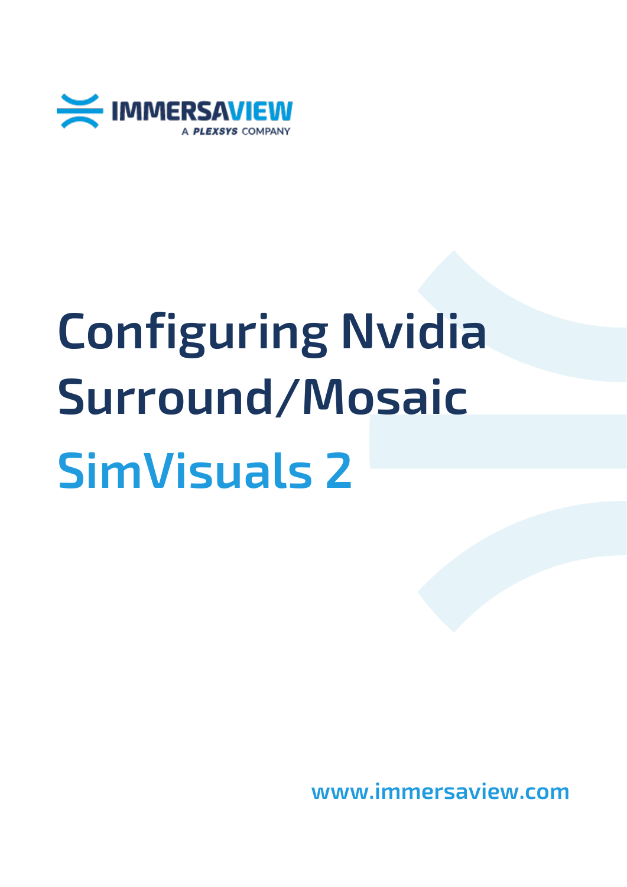IMMERSAVIEW
A PLEXSYS COMPANY

# Configuring Nvidia Surround/Mosaic

# SimVisuals 2

www.immersaview.com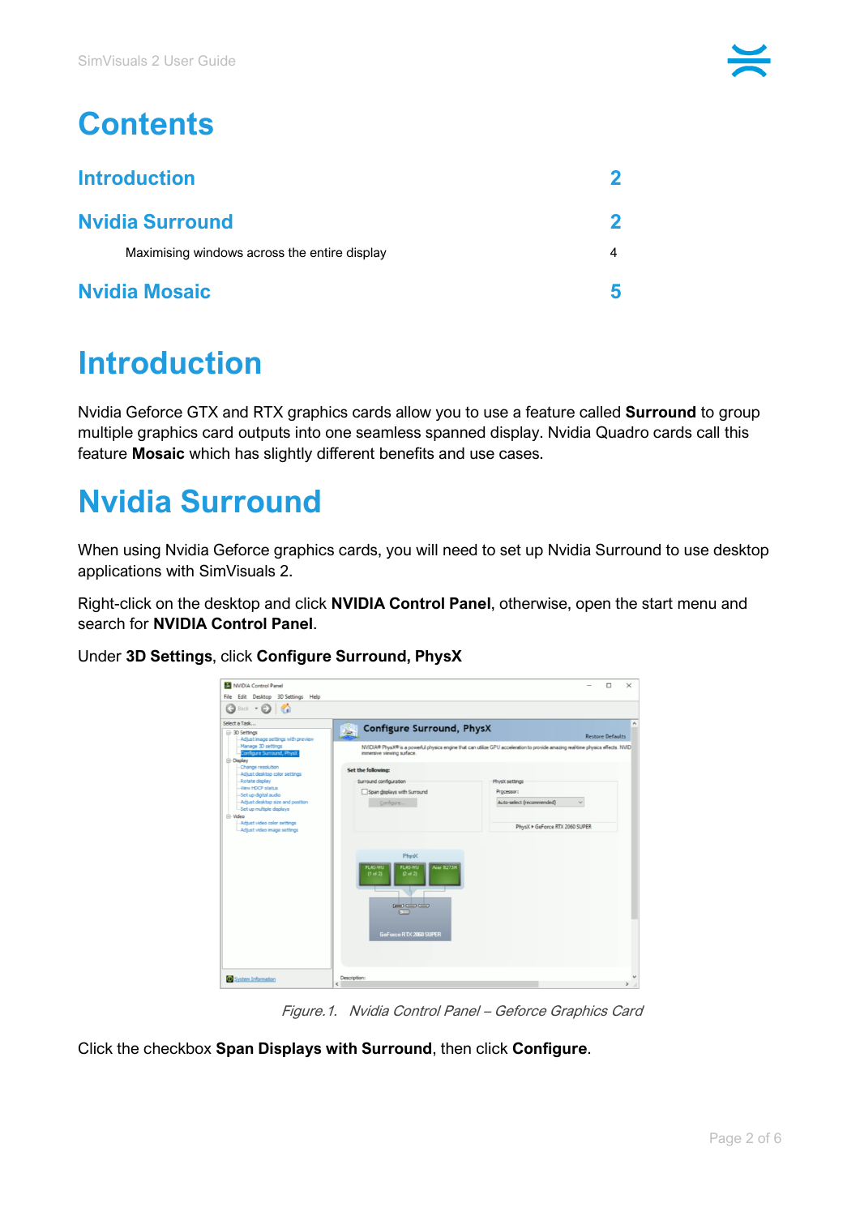# Contents

| | |
|---|---|
| **Introduction** | **2** |
| **Nvidia Surround** | **2** |
| Maximising windows across the entire display | 4 |
| **Nvidia Mosaic** | **5** |

# Introduction

Nvidia Geforce GTX and RTX graphics cards allow you to use a feature called **Surround** to group multiple graphics card outputs into one seamless spanned display. Nvidia Quadro cards call this feature **Mosaic** which has slightly different benefits and use cases.

# Nvidia Surround

When using Nvidia Geforce graphics cards, you will need to set up Nvidia Surround to use desktop applications with SimVisuals 2.

Right-click on the desktop and click **NVIDIA Control Panel**, otherwise, open the start menu and search for **NVIDIA Control Panel**.

Under **3D Settings**, click **Configure Surround, PhysX**

*Figure.1. Nvidia Control Panel – Geforce Graphics Card*

Click the checkbox **Span Displays with Surround**, then click **Configure**.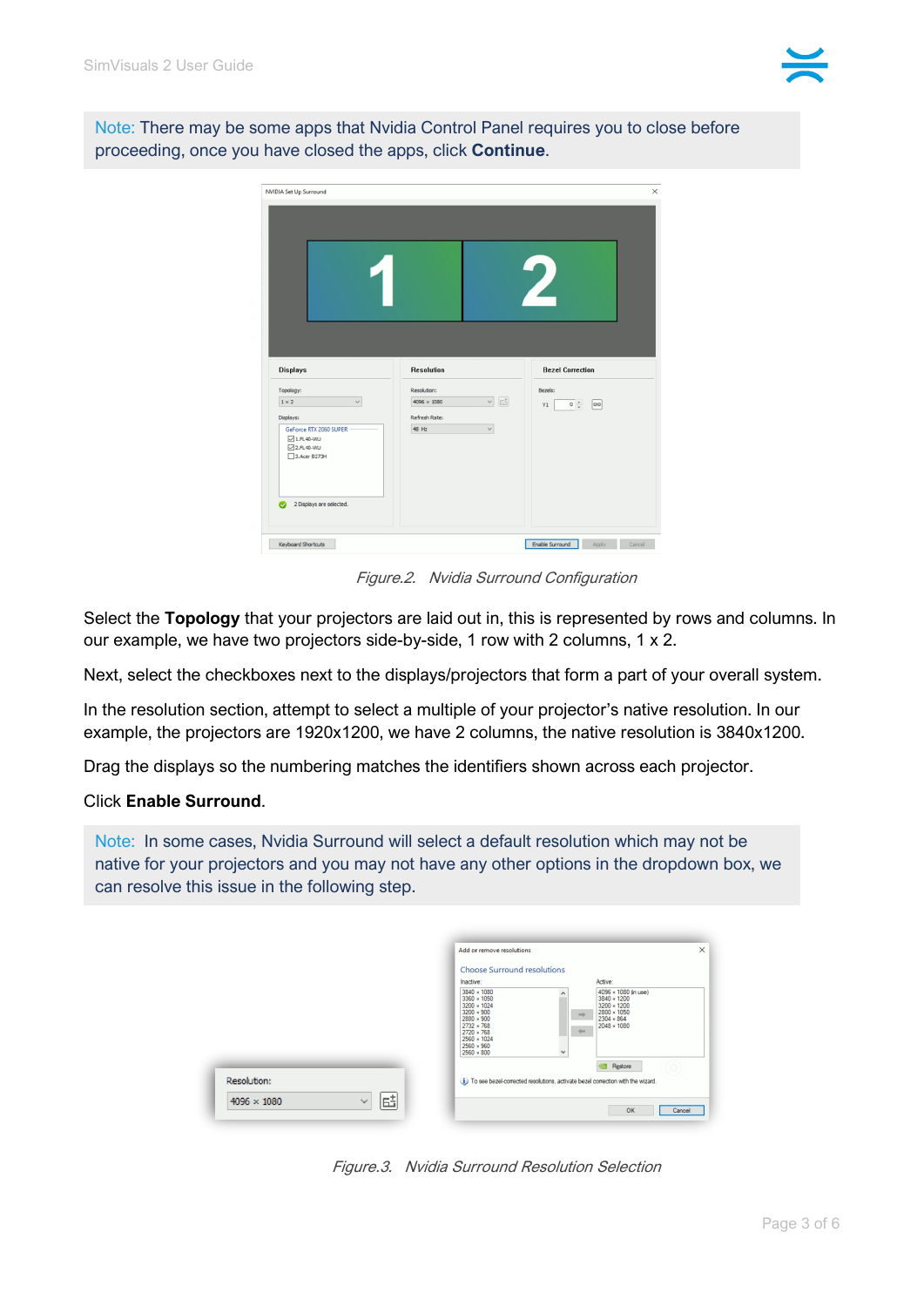Note: There may be some apps that Nvidia Control Panel requires you to close before proceeding, once you have closed the apps, click **Continue**.

*Figure.2. Nvidia Surround Configuration*

Select the **Topology** that your projectors are laid out in, this is represented by rows and columns. In our example, we have two projectors side-by-side, 1 row with 2 columns, 1 x 2.

Next, select the checkboxes next to the displays/projectors that form a part of your overall system.

In the resolution section, attempt to select a multiple of your projector's native resolution. In our example, the projectors are 1920x1200, we have 2 columns, the native resolution is 3840x1200.

Drag the displays so the numbering matches the identifiers shown across each projector.

Click **Enable Surround**.

Note: In some cases, Nvidia Surround will select a default resolution which may not be native for your projectors and you may not have any other options in the dropdown box, we can resolve this issue in the following step.

*Figure.3. Nvidia Surround Resolution Selection*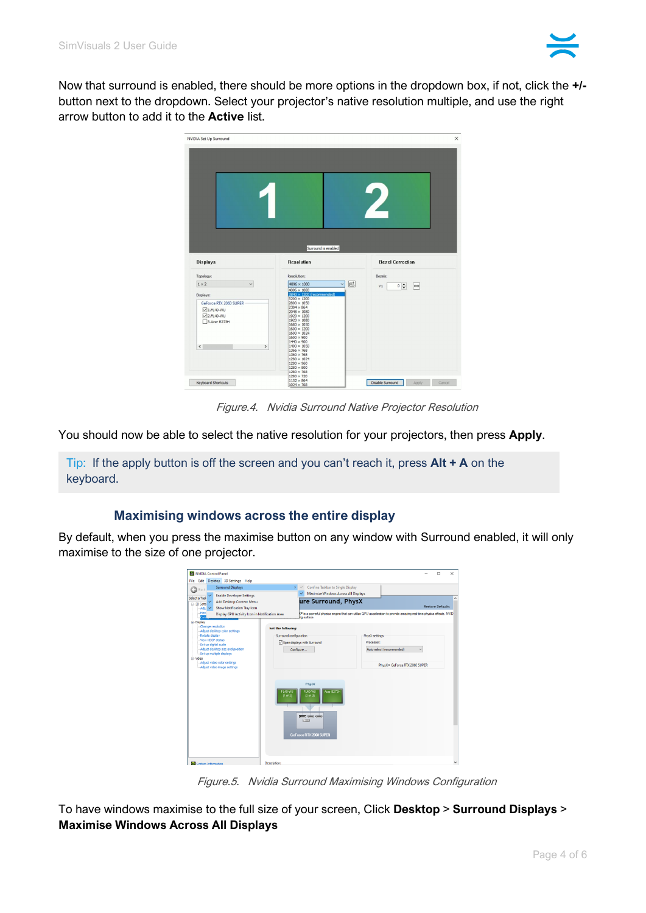Now that surround is enabled, there should be more options in the dropdown box, if not, click the **+/-** button next to the dropdown. Select your projector's native resolution multiple, and use the right arrow button to add it to the **Active** list.

*Figure.4. Nvidia Surround Native Projector Resolution*

You should now be able to select the native resolution for your projectors, then press **Apply**.

> Tip: If the apply button is off the screen and you can't reach it, press **Alt + A** on the keyboard.

### Maximising windows across the entire display

By default, when you press the maximise button on any window with Surround enabled, it will only maximise to the size of one projector.

*Figure.5. Nvidia Surround Maximising Windows Configuration*

To have windows maximise to the full size of your screen, Click **Desktop** > **Surround Displays** > **Maximise Windows Across All Displays**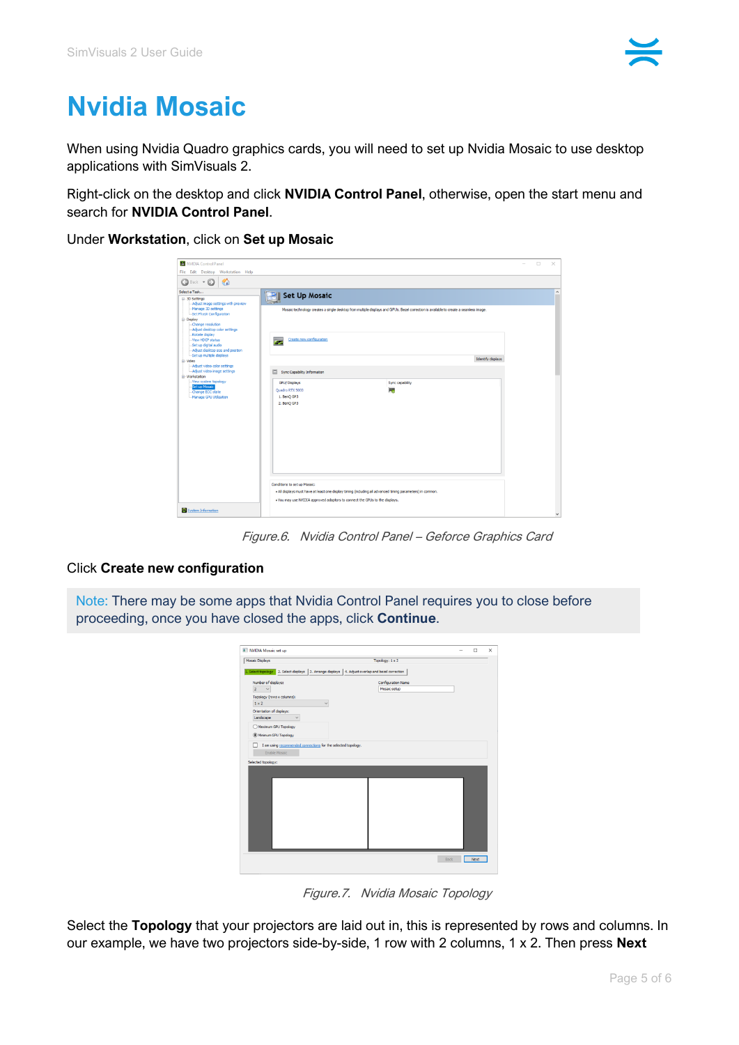# Nvidia Mosaic

When using Nvidia Quadro graphics cards, you will need to set up Nvidia Mosaic to use desktop applications with SimVisuals 2.

Right-click on the desktop and click **NVIDIA Control Panel**, otherwise, open the start menu and search for **NVIDIA Control Panel**.

Under **Workstation**, click on **Set up Mosaic**

*Figure.6. Nvidia Control Panel – Geforce Graphics Card*

Click **Create new configuration**

Note: There may be some apps that Nvidia Control Panel requires you to close before proceeding, once you have closed the apps, click **Continue**.

*Figure.7. Nvidia Mosaic Topology*

Select the **Topology** that your projectors are laid out in, this is represented by rows and columns. In our example, we have two projectors side-by-side, 1 row with 2 columns, 1 x 2. Then press **Next**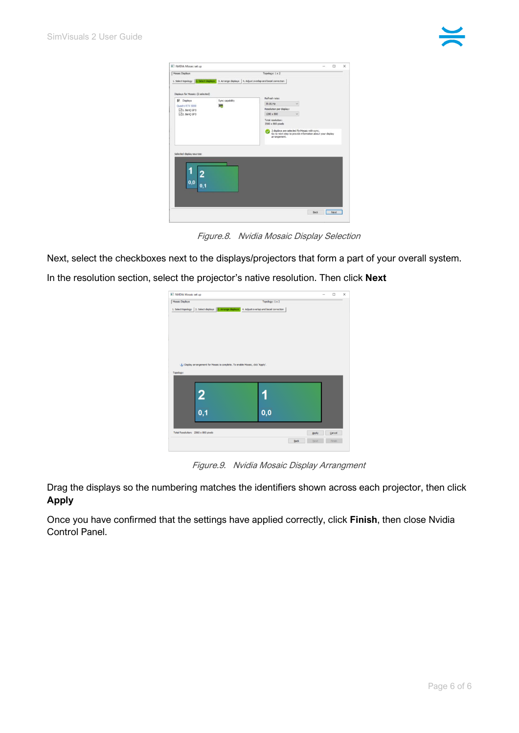Figure.8. Nvidia Mosaic Display Selection

Next, select the checkboxes next to the displays/projectors that form a part of your overall system.

In the resolution section, select the projector's native resolution. Then click **Next**

Figure.9. Nvidia Mosaic Display Arrangment

Drag the displays so the numbering matches the identifiers shown across each projector, then click **Apply**

Once you have confirmed that the settings have applied correctly, click **Finish**, then close Nvidia Control Panel.